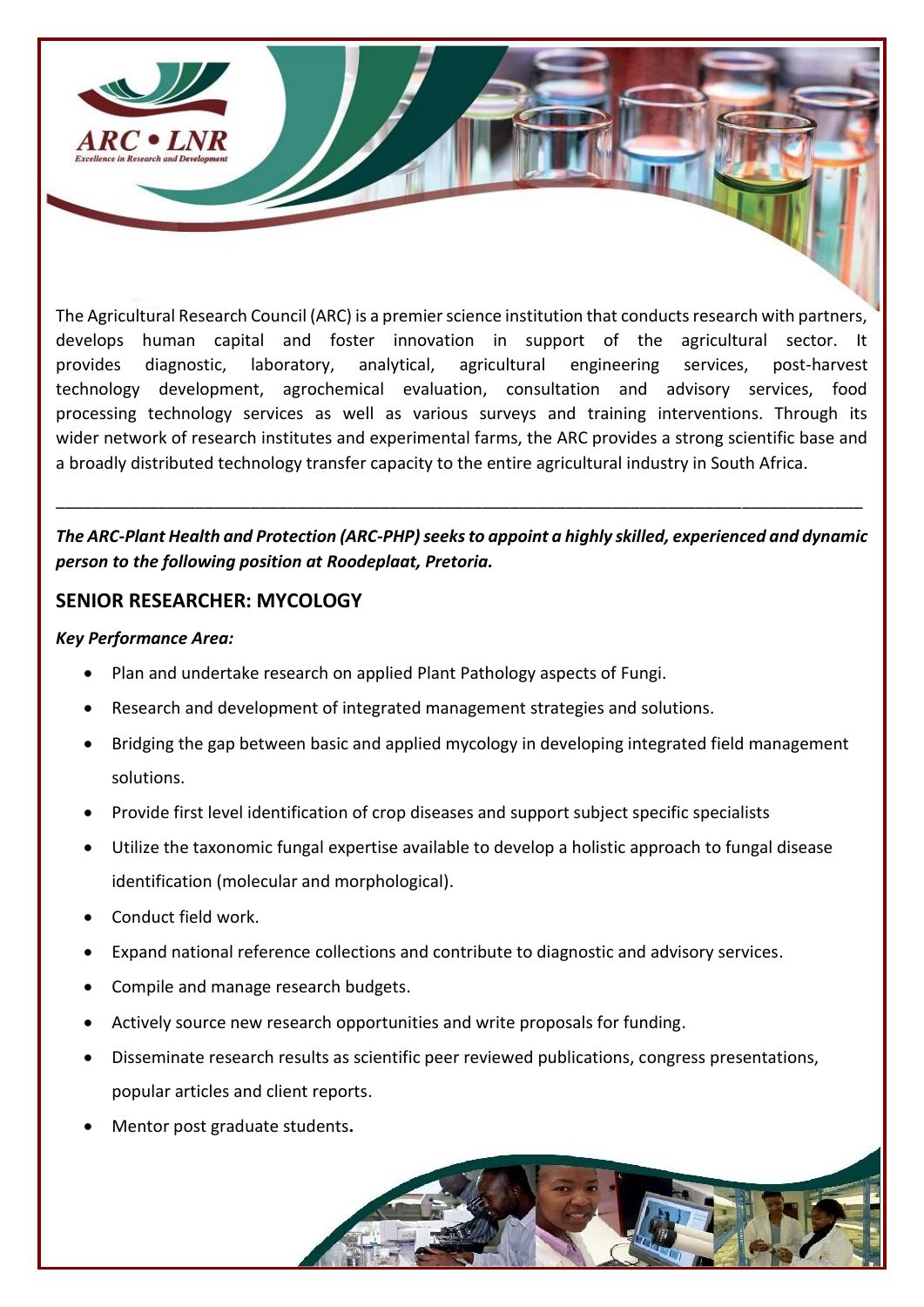The Agricultural Research Council (ARC) is a premier science institution that conducts research with partners, develops human capital and foster innovation in support of the agricultural sector. It provides diagnostic, laboratory, analytical, agricultural engineering services, post-harvest technology development, agrochemical evaluation, consultation and advisory services, food processing technology services as well as various surveys and training interventions. Through its wider network of research institutes and experimental farms, the ARC provides a strong scientific base and a broadly distributed technology transfer capacity to the entire agricultural industry in South Africa.

---

***The ARC-Plant Health and Protection (ARC-PHP) seeks to appoint a highly skilled, experienced and dynamic person to the following position at Roodeplaat, Pretoria.***

## SENIOR RESEARCHER: MYCOLOGY

***Key Performance Area:***

- Plan and undertake research on applied Plant Pathology aspects of Fungi.
- Research and development of integrated management strategies and solutions.
- Bridging the gap between basic and applied mycology in developing integrated field management solutions.
- Provide first level identification of crop diseases and support subject specific specialists
- Utilize the taxonomic fungal expertise available to develop a holistic approach to fungal disease identification (molecular and morphological).
- Conduct field work.
- Expand national reference collections and contribute to diagnostic and advisory services.
- Compile and manage research budgets.
- Actively source new research opportunities and write proposals for funding.
- Disseminate research results as scientific peer reviewed publications, congress presentations, popular articles and client reports.
- Mentor post graduate students**.**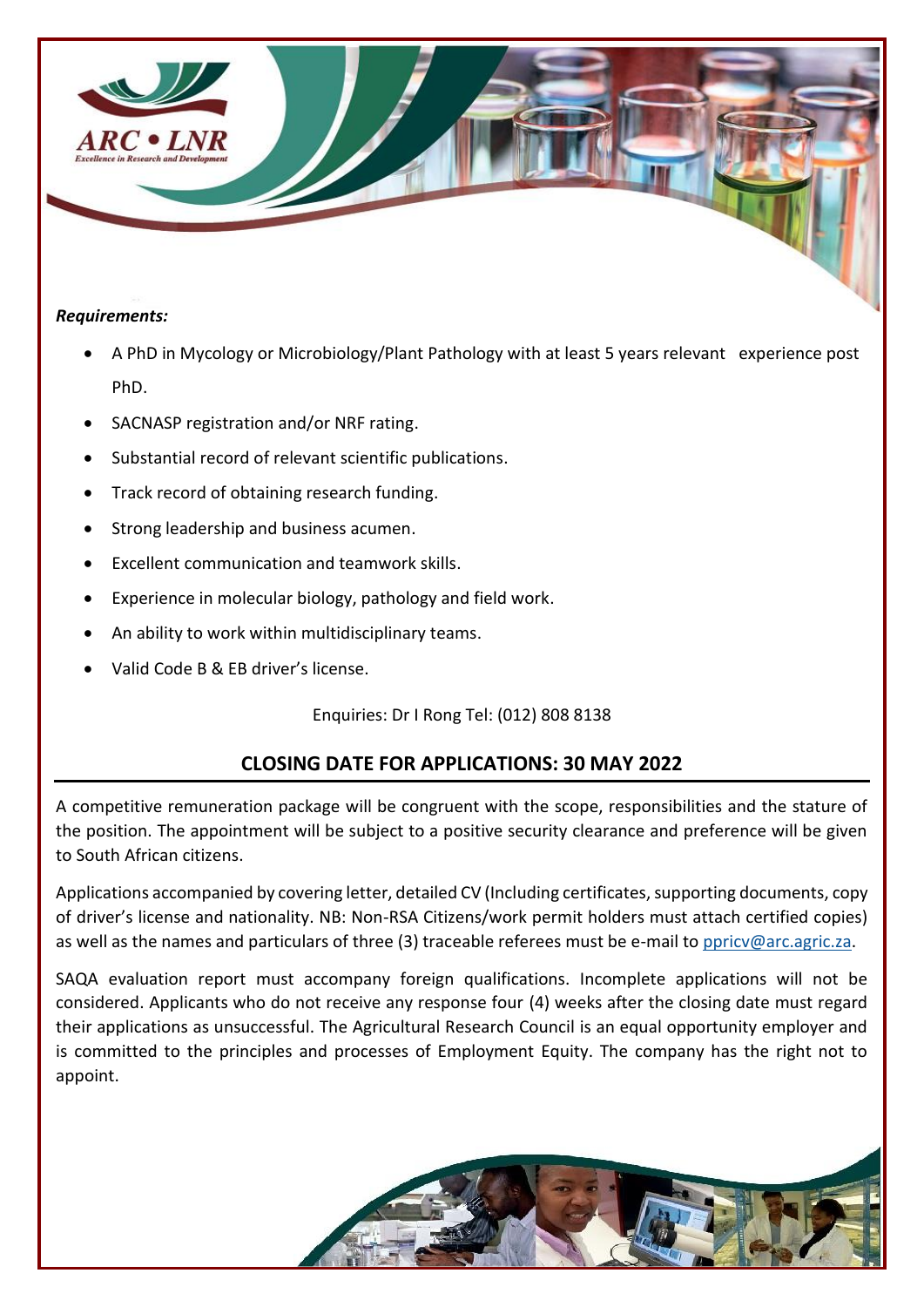***Requirements:***

- A PhD in Mycology or Microbiology/Plant Pathology with at least 5 years relevant experience post PhD.
- SACNASP registration and/or NRF rating.
- Substantial record of relevant scientific publications.
- Track record of obtaining research funding.
- Strong leadership and business acumen.
- Excellent communication and teamwork skills.
- Experience in molecular biology, pathology and field work.
- An ability to work within multidisciplinary teams.
- Valid Code B & EB driver's license.

Enquiries: Dr I Rong Tel: (012) 808 8138

## CLOSING DATE FOR APPLICATIONS: 30 MAY 2022

A competitive remuneration package will be congruent with the scope, responsibilities and the stature of the position. The appointment will be subject to a positive security clearance and preference will be given to South African citizens.

Applications accompanied by covering letter, detailed CV (Including certificates, supporting documents, copy of driver's license and nationality. NB: Non-RSA Citizens/work permit holders must attach certified copies) as well as the names and particulars of three (3) traceable referees must be e-mail to ppricv@arc.agric.za.

SAQA evaluation report must accompany foreign qualifications. Incomplete applications will not be considered. Applicants who do not receive any response four (4) weeks after the closing date must regard their applications as unsuccessful. The Agricultural Research Council is an equal opportunity employer and is committed to the principles and processes of Employment Equity. The company has the right not to appoint.